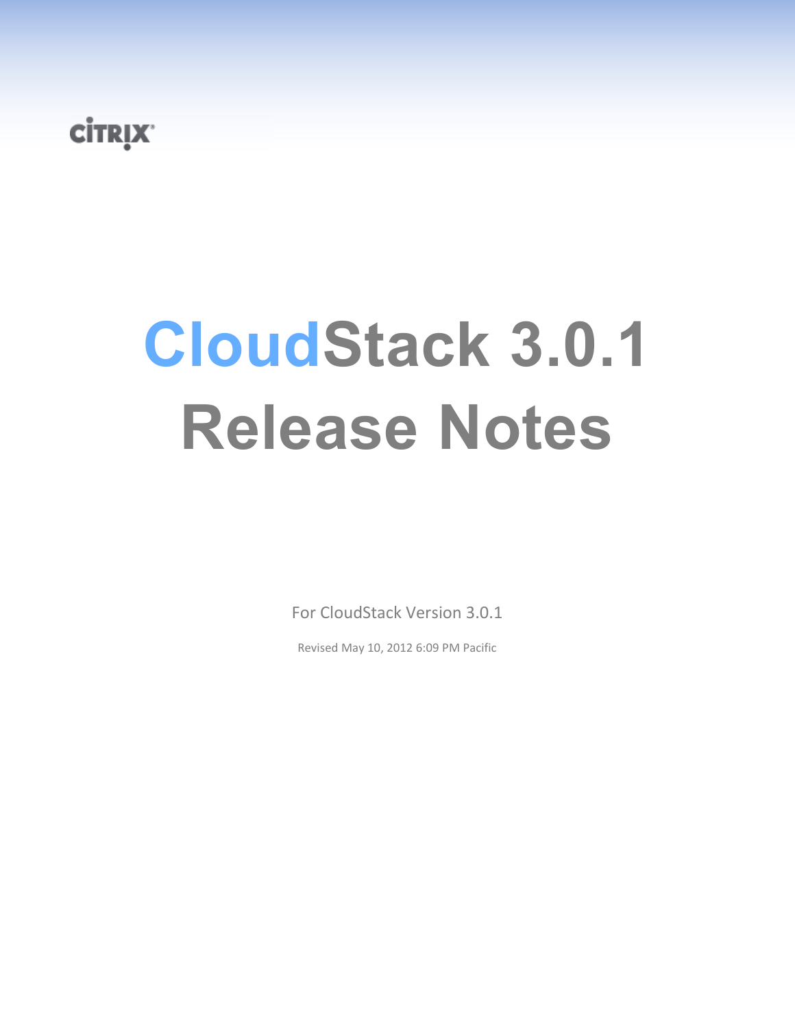CITRIX

# CloudStack 3.0.1 Release Notes

For CloudStack Version 3.0.1

Revised May 10, 2012 6:09 PM Pacific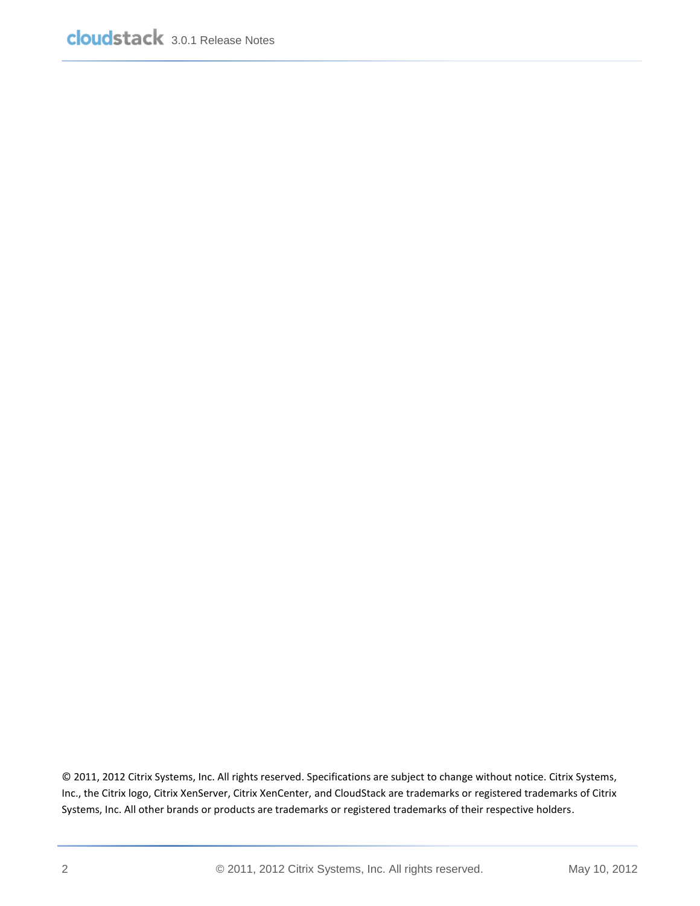© 2011, 2012 Citrix Systems, Inc. All rights reserved. Specifications are subject to change without notice. Citrix Systems, Inc., the Citrix logo, Citrix XenServer, Citrix XenCenter, and CloudStack are trademarks or registered trademarks of Citrix Systems, Inc. All other brands or products are trademarks or registered trademarks of their respective holders.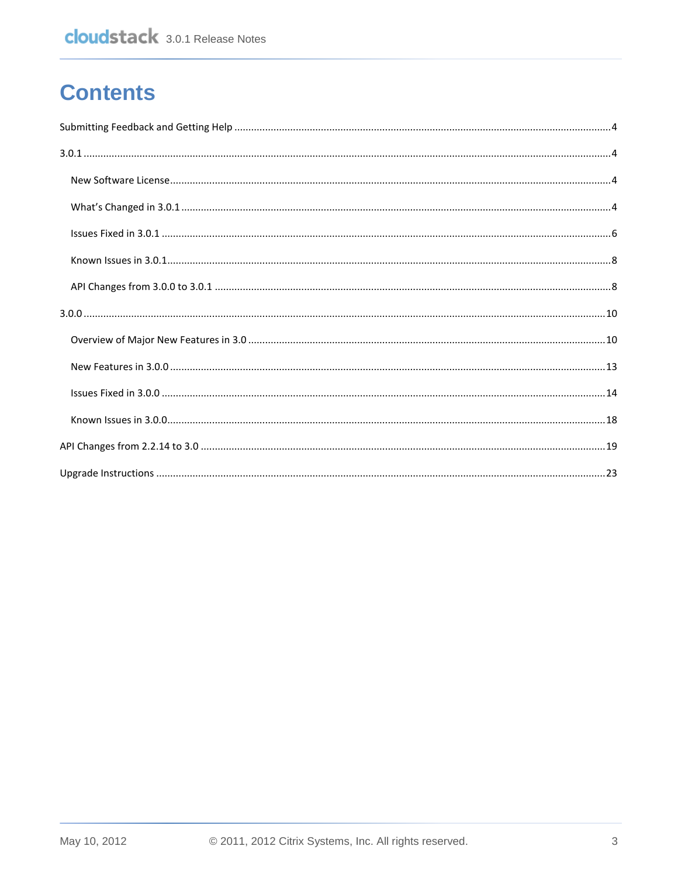# Contents

Submitting Feedback and Getting Help ..... 4

3.0.1 ..... 4

- New Software License ..... 4
- What's Changed in 3.0.1 ..... 4
- Issues Fixed in 3.0.1 ..... 6
- Known Issues in 3.0.1 ..... 8
- API Changes from 3.0.0 to 3.0.1 ..... 8

3.0.0 ..... 10

- Overview of Major New Features in 3.0 ..... 10
- New Features in 3.0.0 ..... 13
- Issues Fixed in 3.0.0 ..... 14
- Known Issues in 3.0.0 ..... 18

API Changes from 2.2.14 to 3.0 ..... 19

Upgrade Instructions ..... 23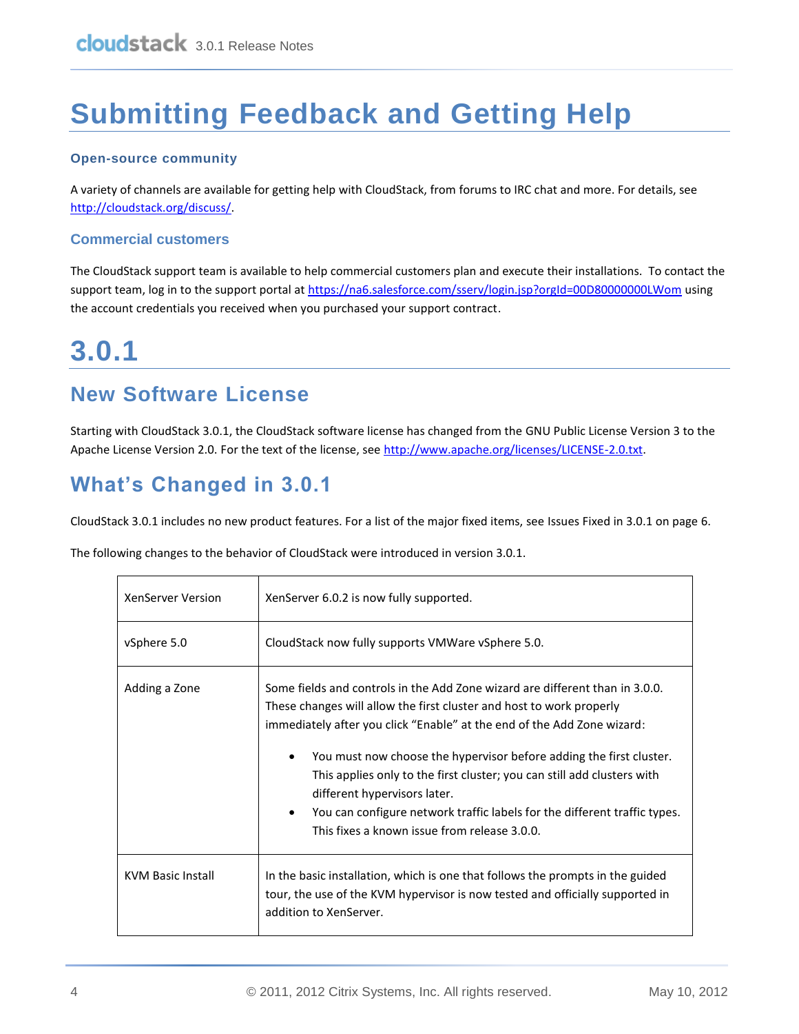# Submitting Feedback and Getting Help

### Open-source community

A variety of channels are available for getting help with CloudStack, from forums to IRC chat and more. For details, see http://cloudstack.org/discuss/.

### Commercial customers

The CloudStack support team is available to help commercial customers plan and execute their installations. To contact the support team, log in to the support portal at https://na6.salesforce.com/sserv/login.jsp?orgId=00D80000000LWom using the account credentials you received when you purchased your support contract.

# 3.0.1

## New Software License

Starting with CloudStack 3.0.1, the CloudStack software license has changed from the GNU Public License Version 3 to the Apache License Version 2.0. For the text of the license, see http://www.apache.org/licenses/LICENSE-2.0.txt.

## What's Changed in 3.0.1

CloudStack 3.0.1 includes no new product features. For a list of the major fixed items, see Issues Fixed in 3.0.1 on page 6.

The following changes to the behavior of CloudStack were introduced in version 3.0.1.

| | |
|---|---|
| XenServer Version | XenServer 6.0.2 is now fully supported. |
| vSphere 5.0 | CloudStack now fully supports VMWare vSphere 5.0. |
| Adding a Zone | Some fields and controls in the Add Zone wizard are different than in 3.0.0. These changes will allow the first cluster and host to work properly immediately after you click "Enable" at the end of the Add Zone wizard:<br>• You must now choose the hypervisor before adding the first cluster. This applies only to the first cluster; you can still add clusters with different hypervisors later.<br>• You can configure network traffic labels for the different traffic types. This fixes a known issue from release 3.0.0. |
| KVM Basic Install | In the basic installation, which is one that follows the prompts in the guided tour, the use of the KVM hypervisor is now tested and officially supported in addition to XenServer. |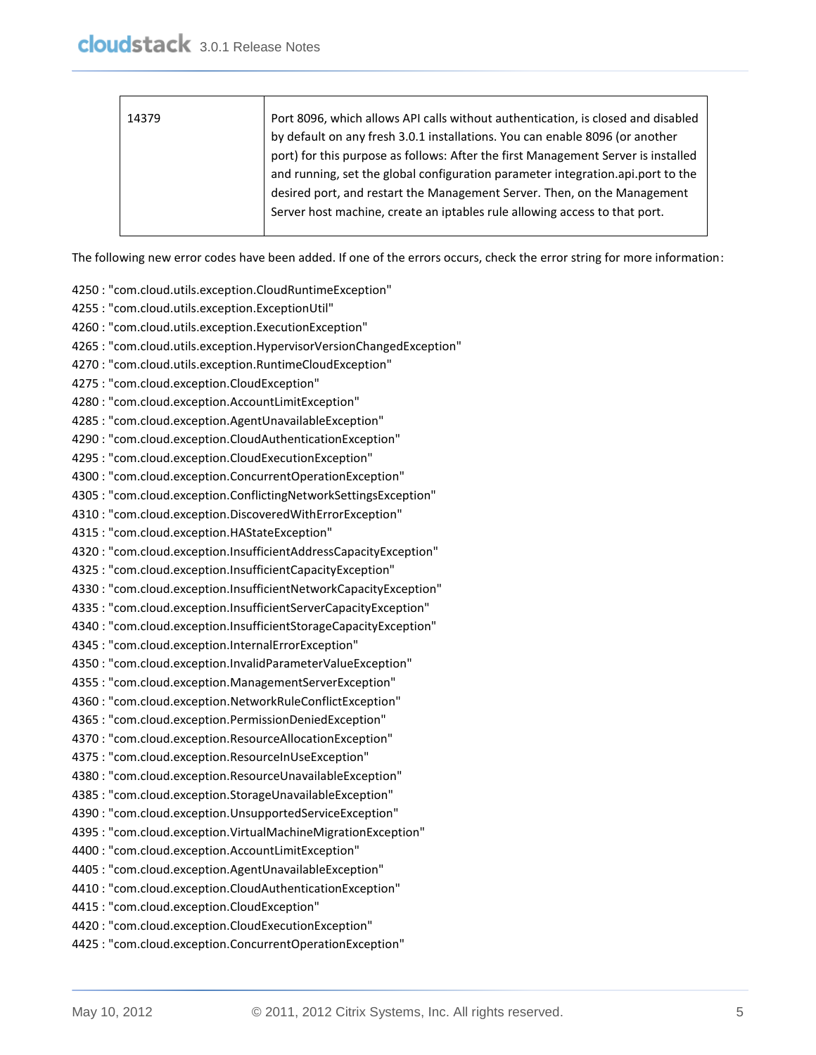| | |
|---|---|
| 14379 | Port 8096, which allows API calls without authentication, is closed and disabled by default on any fresh 3.0.1 installations. You can enable 8096 (or another port) for this purpose as follows: After the first Management Server is installed and running, set the global configuration parameter integration.api.port to the desired port, and restart the Management Server. Then, on the Management Server host machine, create an iptables rule allowing access to that port. |

The following new error codes have been added. If one of the errors occurs, check the error string for more information:

4250 : "com.cloud.utils.exception.CloudRuntimeException"
4255 : "com.cloud.utils.exception.ExceptionUtil"
4260 : "com.cloud.utils.exception.ExecutionException"
4265 : "com.cloud.utils.exception.HypervisorVersionChangedException"
4270 : "com.cloud.utils.exception.RuntimeCloudException"
4275 : "com.cloud.exception.CloudException"
4280 : "com.cloud.exception.AccountLimitException"
4285 : "com.cloud.exception.AgentUnavailableException"
4290 : "com.cloud.exception.CloudAuthenticationException"
4295 : "com.cloud.exception.CloudExecutionException"
4300 : "com.cloud.exception.ConcurrentOperationException"
4305 : "com.cloud.exception.ConflictingNetworkSettingsException"
4310 : "com.cloud.exception.DiscoveredWithErrorException"
4315 : "com.cloud.exception.HAStateException"
4320 : "com.cloud.exception.InsufficientAddressCapacityException"
4325 : "com.cloud.exception.InsufficientCapacityException"
4330 : "com.cloud.exception.InsufficientNetworkCapacityException"
4335 : "com.cloud.exception.InsufficientServerCapacityException"
4340 : "com.cloud.exception.InsufficientStorageCapacityException"
4345 : "com.cloud.exception.InternalErrorException"
4350 : "com.cloud.exception.InvalidParameterValueException"
4355 : "com.cloud.exception.ManagementServerException"
4360 : "com.cloud.exception.NetworkRuleConflictException"
4365 : "com.cloud.exception.PermissionDeniedException"
4370 : "com.cloud.exception.ResourceAllocationException"
4375 : "com.cloud.exception.ResourceInUseException"
4380 : "com.cloud.exception.ResourceUnavailableException"
4385 : "com.cloud.exception.StorageUnavailableException"
4390 : "com.cloud.exception.UnsupportedServiceException"
4395 : "com.cloud.exception.VirtualMachineMigrationException"
4400 : "com.cloud.exception.AccountLimitException"
4405 : "com.cloud.exception.AgentUnavailableException"
4410 : "com.cloud.exception.CloudAuthenticationException"
4415 : "com.cloud.exception.CloudException"
4420 : "com.cloud.exception.CloudExecutionException"
4425 : "com.cloud.exception.ConcurrentOperationException"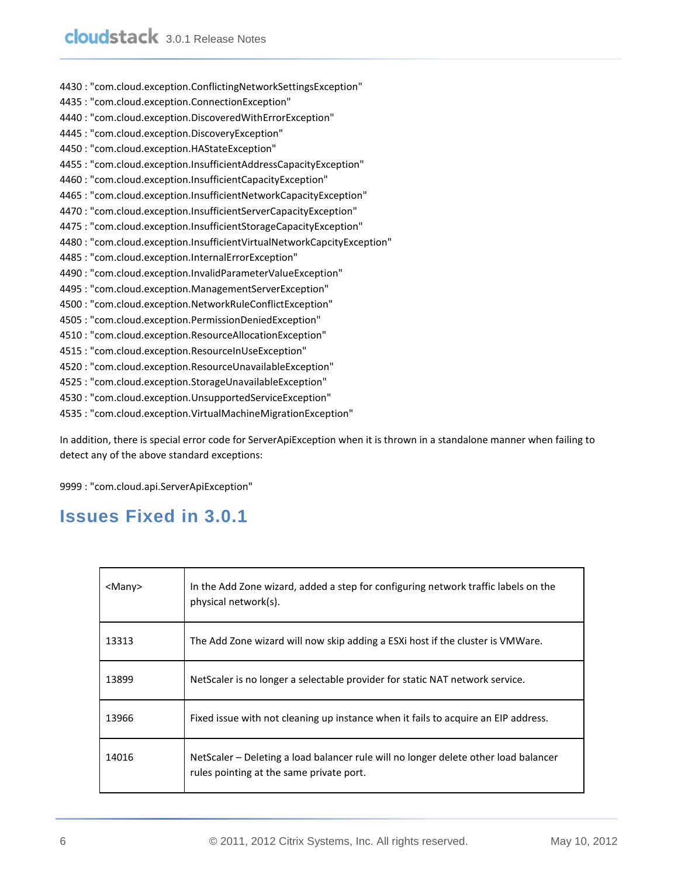4430 : "com.cloud.exception.ConflictingNetworkSettingsException"
4435 : "com.cloud.exception.ConnectionException"
4440 : "com.cloud.exception.DiscoveredWithErrorException"
4445 : "com.cloud.exception.DiscoveryException"
4450 : "com.cloud.exception.HAStateException"
4455 : "com.cloud.exception.InsufficientAddressCapacityException"
4460 : "com.cloud.exception.InsufficientCapacityException"
4465 : "com.cloud.exception.InsufficientNetworkCapacityException"
4470 : "com.cloud.exception.InsufficientServerCapacityException"
4475 : "com.cloud.exception.InsufficientStorageCapacityException"
4480 : "com.cloud.exception.InsufficientVirtualNetworkCapcityException"
4485 : "com.cloud.exception.InternalErrorException"
4490 : "com.cloud.exception.InvalidParameterValueException"
4495 : "com.cloud.exception.ManagementServerException"
4500 : "com.cloud.exception.NetworkRuleConflictException"
4505 : "com.cloud.exception.PermissionDeniedException"
4510 : "com.cloud.exception.ResourceAllocationException"
4515 : "com.cloud.exception.ResourceInUseException"
4520 : "com.cloud.exception.ResourceUnavailableException"
4525 : "com.cloud.exception.StorageUnavailableException"
4530 : "com.cloud.exception.UnsupportedServiceException"
4535 : "com.cloud.exception.VirtualMachineMigrationException"

In addition, there is special error code for ServerApiException when it is thrown in a standalone manner when failing to detect any of the above standard exceptions:

9999 : "com.cloud.api.ServerApiException"

# Issues Fixed in 3.0.1

| | |
|---|---|
| <Many> | In the Add Zone wizard, added a step for configuring network traffic labels on the physical network(s). |
| 13313 | The Add Zone wizard will now skip adding a ESXi host if the cluster is VMWare. |
| 13899 | NetScaler is no longer a selectable provider for static NAT network service. |
| 13966 | Fixed issue with not cleaning up instance when it fails to acquire an EIP address. |
| 14016 | NetScaler – Deleting a load balancer rule will no longer delete other load balancer rules pointing at the same private port. |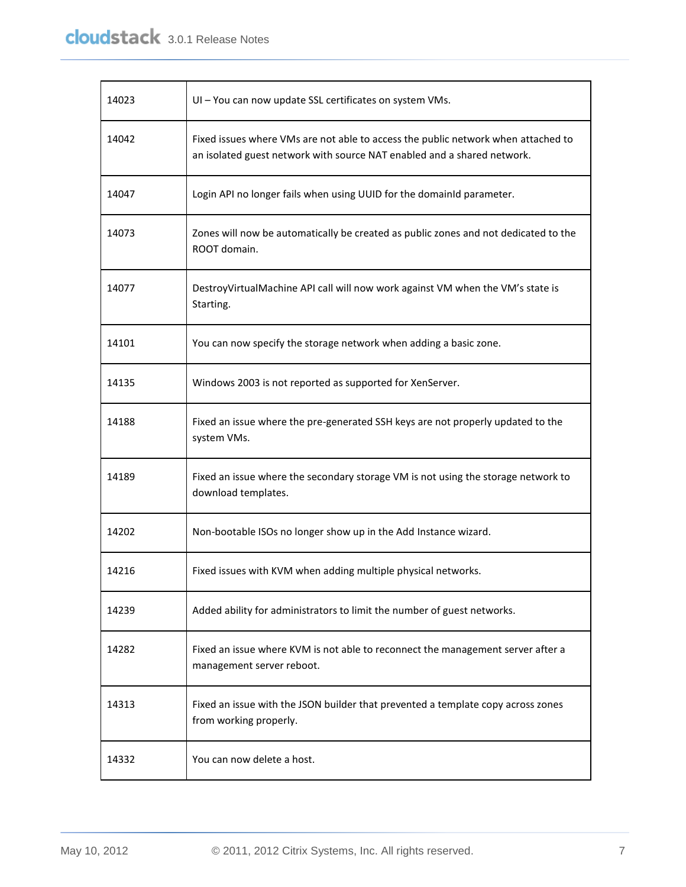| | |
|---|---|
| 14023 | UI – You can now update SSL certificates on system VMs. |
| 14042 | Fixed issues where VMs are not able to access the public network when attached to an isolated guest network with source NAT enabled and a shared network. |
| 14047 | Login API no longer fails when using UUID for the domainId parameter. |
| 14073 | Zones will now be automatically be created as public zones and not dedicated to the ROOT domain. |
| 14077 | DestroyVirtualMachine API call will now work against VM when the VM's state is Starting. |
| 14101 | You can now specify the storage network when adding a basic zone. |
| 14135 | Windows 2003 is not reported as supported for XenServer. |
| 14188 | Fixed an issue where the pre-generated SSH keys are not properly updated to the system VMs. |
| 14189 | Fixed an issue where the secondary storage VM is not using the storage network to download templates. |
| 14202 | Non-bootable ISOs no longer show up in the Add Instance wizard. |
| 14216 | Fixed issues with KVM when adding multiple physical networks. |
| 14239 | Added ability for administrators to limit the number of guest networks. |
| 14282 | Fixed an issue where KVM is not able to reconnect the management server after a management server reboot. |
| 14313 | Fixed an issue with the JSON builder that prevented a template copy across zones from working properly. |
| 14332 | You can now delete a host. |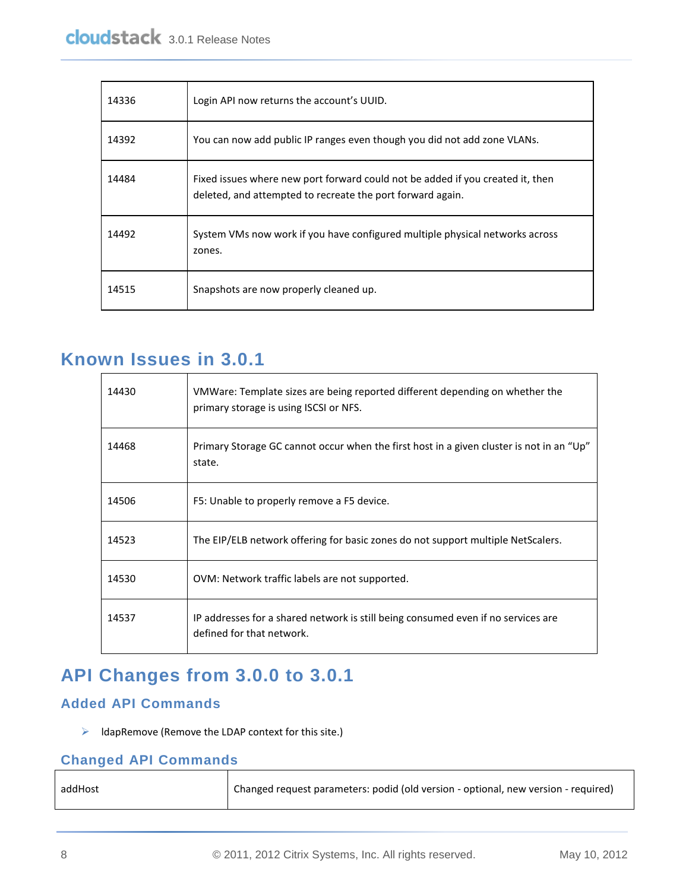| | |
|---|---|
| 14336 | Login API now returns the account's UUID. |
| 14392 | You can now add public IP ranges even though you did not add zone VLANs. |
| 14484 | Fixed issues where new port forward could not be added if you created it, then deleted, and attempted to recreate the port forward again. |
| 14492 | System VMs now work if you have configured multiple physical networks across zones. |
| 14515 | Snapshots are now properly cleaned up. |

## Known Issues in 3.0.1

| | |
|---|---|
| 14430 | VMWare: Template sizes are being reported different depending on whether the primary storage is using ISCSI or NFS. |
| 14468 | Primary Storage GC cannot occur when the first host in a given cluster is not in an "Up" state. |
| 14506 | F5: Unable to properly remove a F5 device. |
| 14523 | The EIP/ELB network offering for basic zones do not support multiple NetScalers. |
| 14530 | OVM: Network traffic labels are not supported. |
| 14537 | IP addresses for a shared network is still being consumed even if no services are defined for that network. |

## API Changes from 3.0.0 to 3.0.1

### Added API Commands

- ldapRemove (Remove the LDAP context for this site.)

### Changed API Commands

| | |
|---|---|
| addHost | Changed request parameters: podid (old version - optional, new version - required) |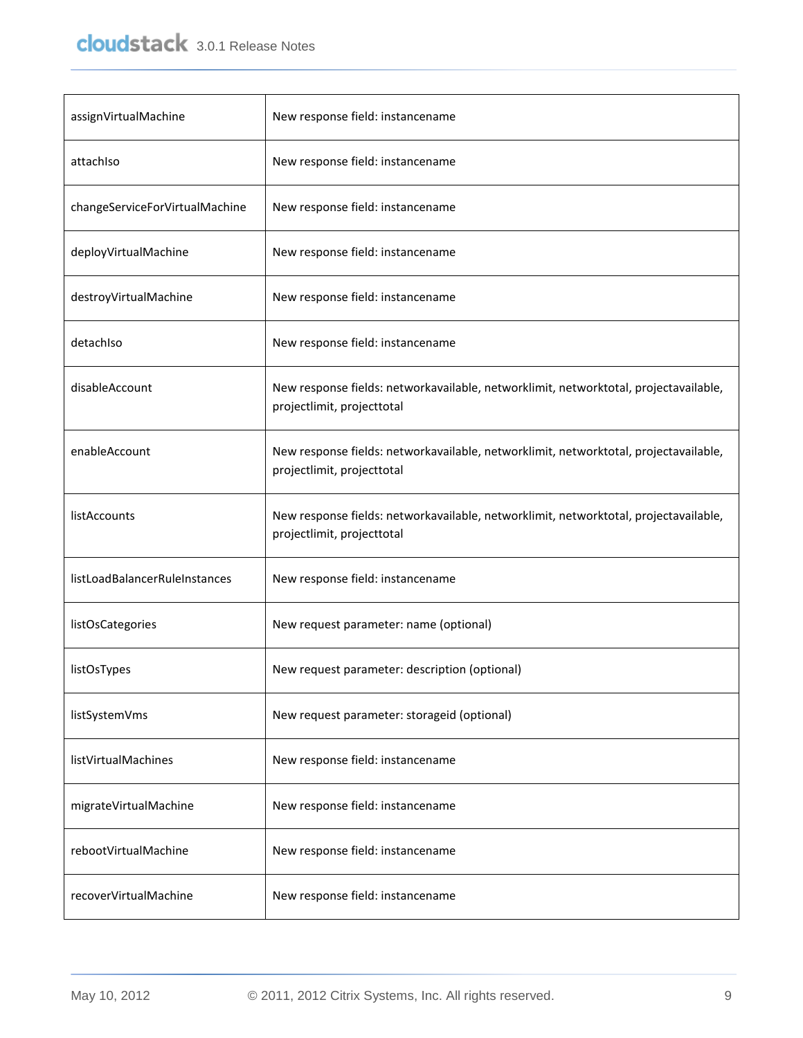| | |
|---|---|
| assignVirtualMachine | New response field: instancename |
| attachIso | New response field: instancename |
| changeServiceForVirtualMachine | New response field: instancename |
| deployVirtualMachine | New response field: instancename |
| destroyVirtualMachine | New response field: instancename |
| detachIso | New response field: instancename |
| disableAccount | New response fields: networkavailable, networklimit, networktotal, projectavailable, projectlimit, projecttotal |
| enableAccount | New response fields: networkavailable, networklimit, networktotal, projectavailable, projectlimit, projecttotal |
| listAccounts | New response fields: networkavailable, networklimit, networktotal, projectavailable, projectlimit, projecttotal |
| listLoadBalancerRuleInstances | New response field: instancename |
| listOsCategories | New request parameter: name (optional) |
| listOsTypes | New request parameter: description (optional) |
| listSystemVms | New request parameter: storageid (optional) |
| listVirtualMachines | New response field: instancename |
| migrateVirtualMachine | New response field: instancename |
| rebootVirtualMachine | New response field: instancename |
| recoverVirtualMachine | New response field: instancename |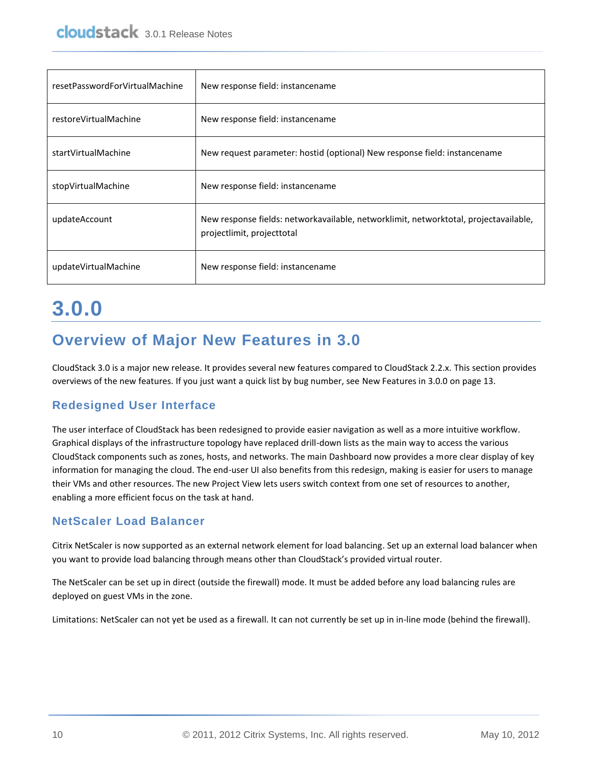| | |
|---|---|
| resetPasswordForVirtualMachine | New response field: instancename |
| restoreVirtualMachine | New response field: instancename |
| startVirtualMachine | New request parameter: hostid (optional) New response field: instancename |
| stopVirtualMachine | New response field: instancename |
| updateAccount | New response fields: networkavailable, networklimit, networktotal, projectavailable, projectlimit, projecttotal |
| updateVirtualMachine | New response field: instancename |

# 3.0.0

## Overview of Major New Features in 3.0

CloudStack 3.0 is a major new release. It provides several new features compared to CloudStack 2.2.x. This section provides overviews of the new features. If you just want a quick list by bug number, see New Features in 3.0.0 on page 13.

### Redesigned User Interface

The user interface of CloudStack has been redesigned to provide easier navigation as well as a more intuitive workflow. Graphical displays of the infrastructure topology have replaced drill-down lists as the main way to access the various CloudStack components such as zones, hosts, and networks. The main Dashboard now provides a more clear display of key information for managing the cloud. The end-user UI also benefits from this redesign, making is easier for users to manage their VMs and other resources. The new Project View lets users switch context from one set of resources to another, enabling a more efficient focus on the task at hand.

### NetScaler Load Balancer

Citrix NetScaler is now supported as an external network element for load balancing. Set up an external load balancer when you want to provide load balancing through means other than CloudStack's provided virtual router.

The NetScaler can be set up in direct (outside the firewall) mode. It must be added before any load balancing rules are deployed on guest VMs in the zone.

Limitations: NetScaler can not yet be used as a firewall. It can not currently be set up in in-line mode (behind the firewall).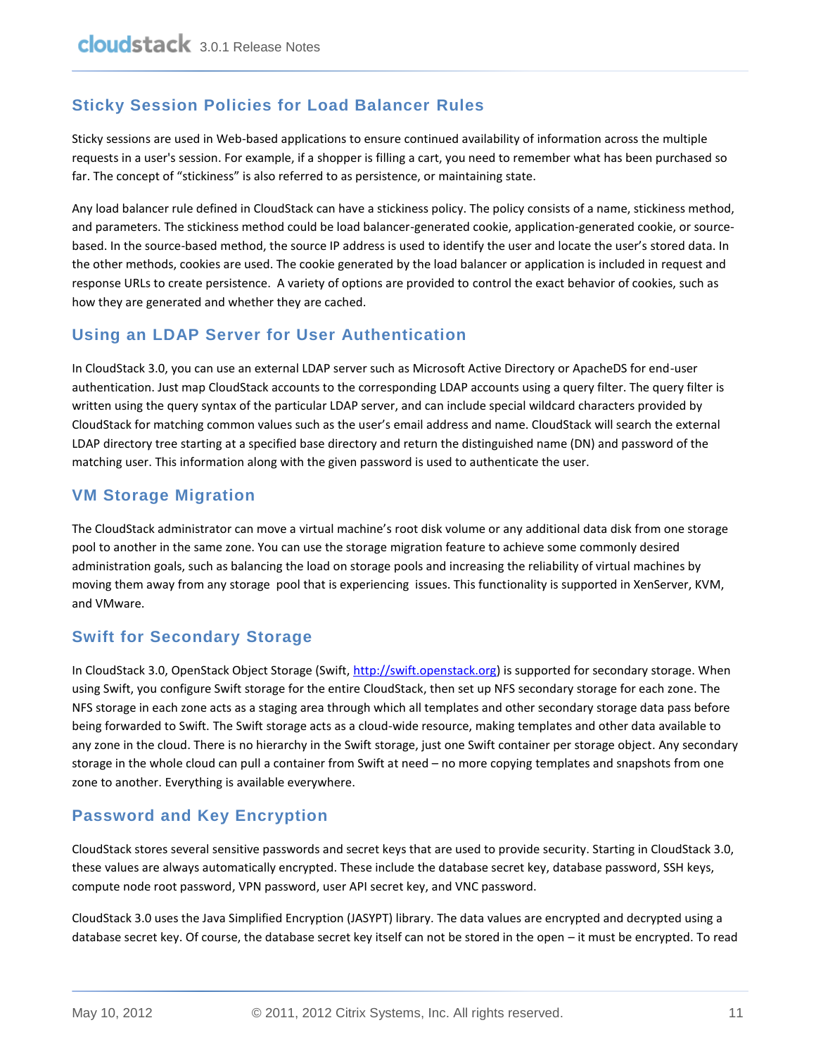## Sticky Session Policies for Load Balancer Rules

Sticky sessions are used in Web-based applications to ensure continued availability of information across the multiple requests in a user's session. For example, if a shopper is filling a cart, you need to remember what has been purchased so far. The concept of "stickiness" is also referred to as persistence, or maintaining state.

Any load balancer rule defined in CloudStack can have a stickiness policy. The policy consists of a name, stickiness method, and parameters. The stickiness method could be load balancer-generated cookie, application-generated cookie, or source-based. In the source-based method, the source IP address is used to identify the user and locate the user's stored data. In the other methods, cookies are used. The cookie generated by the load balancer or application is included in request and response URLs to create persistence. A variety of options are provided to control the exact behavior of cookies, such as how they are generated and whether they are cached.

## Using an LDAP Server for User Authentication

In CloudStack 3.0, you can use an external LDAP server such as Microsoft Active Directory or ApacheDS for end-user authentication. Just map CloudStack accounts to the corresponding LDAP accounts using a query filter. The query filter is written using the query syntax of the particular LDAP server, and can include special wildcard characters provided by CloudStack for matching common values such as the user's email address and name. CloudStack will search the external LDAP directory tree starting at a specified base directory and return the distinguished name (DN) and password of the matching user. This information along with the given password is used to authenticate the user.

## VM Storage Migration

The CloudStack administrator can move a virtual machine's root disk volume or any additional data disk from one storage pool to another in the same zone. You can use the storage migration feature to achieve some commonly desired administration goals, such as balancing the load on storage pools and increasing the reliability of virtual machines by moving them away from any storage pool that is experiencing issues. This functionality is supported in XenServer, KVM, and VMware.

## Swift for Secondary Storage

In CloudStack 3.0, OpenStack Object Storage (Swift, [http://swift.openstack.org](http://swift.openstack.org)) is supported for secondary storage. When using Swift, you configure Swift storage for the entire CloudStack, then set up NFS secondary storage for each zone. The NFS storage in each zone acts as a staging area through which all templates and other secondary storage data pass before being forwarded to Swift. The Swift storage acts as a cloud-wide resource, making templates and other data available to any zone in the cloud. There is no hierarchy in the Swift storage, just one Swift container per storage object. Any secondary storage in the whole cloud can pull a container from Swift at need – no more copying templates and snapshots from one zone to another. Everything is available everywhere.

## Password and Key Encryption

CloudStack stores several sensitive passwords and secret keys that are used to provide security. Starting in CloudStack 3.0, these values are always automatically encrypted. These include the database secret key, database password, SSH keys, compute node root password, VPN password, user API secret key, and VNC password.

CloudStack 3.0 uses the Java Simplified Encryption (JASYPT) library. The data values are encrypted and decrypted using a database secret key. Of course, the database secret key itself can not be stored in the open – it must be encrypted. To read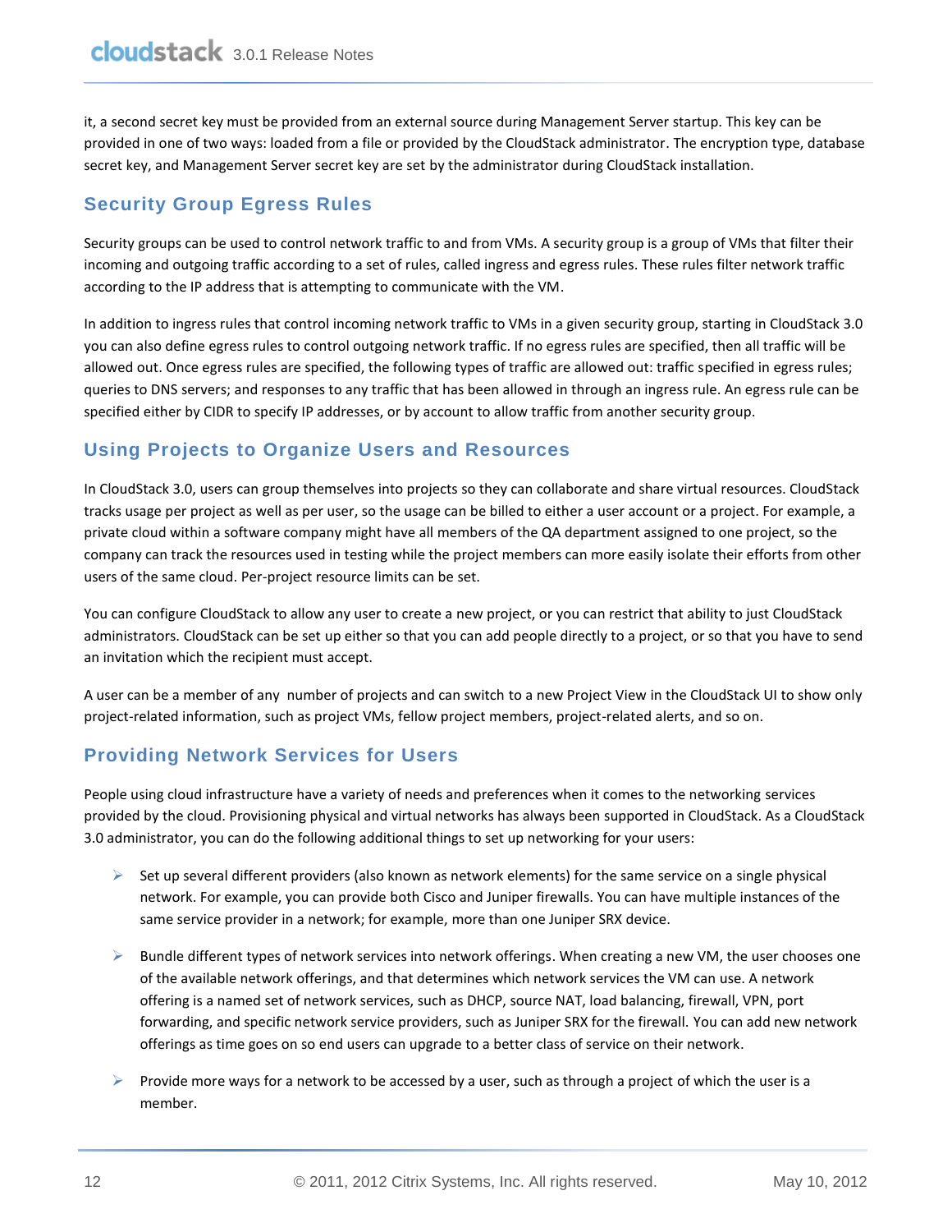it, a second secret key must be provided from an external source during Management Server startup. This key can be provided in one of two ways: loaded from a file or provided by the CloudStack administrator. The encryption type, database secret key, and Management Server secret key are set by the administrator during CloudStack installation.

## Security Group Egress Rules

Security groups can be used to control network traffic to and from VMs. A security group is a group of VMs that filter their incoming and outgoing traffic according to a set of rules, called ingress and egress rules. These rules filter network traffic according to the IP address that is attempting to communicate with the VM.

In addition to ingress rules that control incoming network traffic to VMs in a given security group, starting in CloudStack 3.0 you can also define egress rules to control outgoing network traffic. If no egress rules are specified, then all traffic will be allowed out. Once egress rules are specified, the following types of traffic are allowed out: traffic specified in egress rules; queries to DNS servers; and responses to any traffic that has been allowed in through an ingress rule. An egress rule can be specified either by CIDR to specify IP addresses, or by account to allow traffic from another security group.

## Using Projects to Organize Users and Resources

In CloudStack 3.0, users can group themselves into projects so they can collaborate and share virtual resources. CloudStack tracks usage per project as well as per user, so the usage can be billed to either a user account or a project. For example, a private cloud within a software company might have all members of the QA department assigned to one project, so the company can track the resources used in testing while the project members can more easily isolate their efforts from other users of the same cloud. Per-project resource limits can be set.

You can configure CloudStack to allow any user to create a new project, or you can restrict that ability to just CloudStack administrators. CloudStack can be set up either so that you can add people directly to a project, or so that you have to send an invitation which the recipient must accept.

A user can be a member of any number of projects and can switch to a new Project View in the CloudStack UI to show only project-related information, such as project VMs, fellow project members, project-related alerts, and so on.

## Providing Network Services for Users

People using cloud infrastructure have a variety of needs and preferences when it comes to the networking services provided by the cloud. Provisioning physical and virtual networks has always been supported in CloudStack. As a CloudStack 3.0 administrator, you can do the following additional things to set up networking for your users:

- Set up several different providers (also known as network elements) for the same service on a single physical network. For example, you can provide both Cisco and Juniper firewalls. You can have multiple instances of the same service provider in a network; for example, more than one Juniper SRX device.
- Bundle different types of network services into network offerings. When creating a new VM, the user chooses one of the available network offerings, and that determines which network services the VM can use. A network offering is a named set of network services, such as DHCP, source NAT, load balancing, firewall, VPN, port forwarding, and specific network service providers, such as Juniper SRX for the firewall. You can add new network offerings as time goes on so end users can upgrade to a better class of service on their network.
- Provide more ways for a network to be accessed by a user, such as through a project of which the user is a member.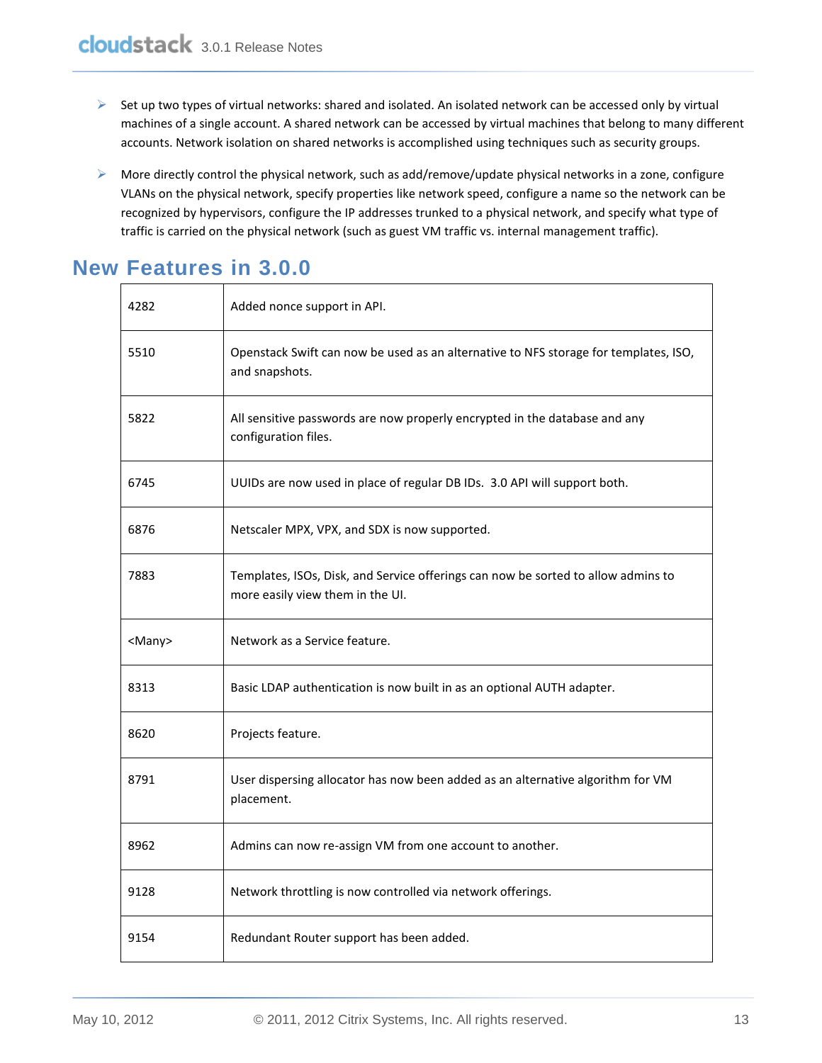- Set up two types of virtual networks: shared and isolated. An isolated network can be accessed only by virtual machines of a single account. A shared network can be accessed by virtual machines that belong to many different accounts. Network isolation on shared networks is accomplished using techniques such as security groups.
- More directly control the physical network, such as add/remove/update physical networks in a zone, configure VLANs on the physical network, specify properties like network speed, configure a name so the network can be recognized by hypervisors, configure the IP addresses trunked to a physical network, and specify what type of traffic is carried on the physical network (such as guest VM traffic vs. internal management traffic).

## New Features in 3.0.0

| | |
|---|---|
| 4282 | Added nonce support in API. |
| 5510 | Openstack Swift can now be used as an alternative to NFS storage for templates, ISO, and snapshots. |
| 5822 | All sensitive passwords are now properly encrypted in the database and any configuration files. |
| 6745 | UUIDs are now used in place of regular DB IDs. 3.0 API will support both. |
| 6876 | Netscaler MPX, VPX, and SDX is now supported. |
| 7883 | Templates, ISOs, Disk, and Service offerings can now be sorted to allow admins to more easily view them in the UI. |
| <Many> | Network as a Service feature. |
| 8313 | Basic LDAP authentication is now built in as an optional AUTH adapter. |
| 8620 | Projects feature. |
| 8791 | User dispersing allocator has now been added as an alternative algorithm for VM placement. |
| 8962 | Admins can now re-assign VM from one account to another. |
| 9128 | Network throttling is now controlled via network offerings. |
| 9154 | Redundant Router support has been added. |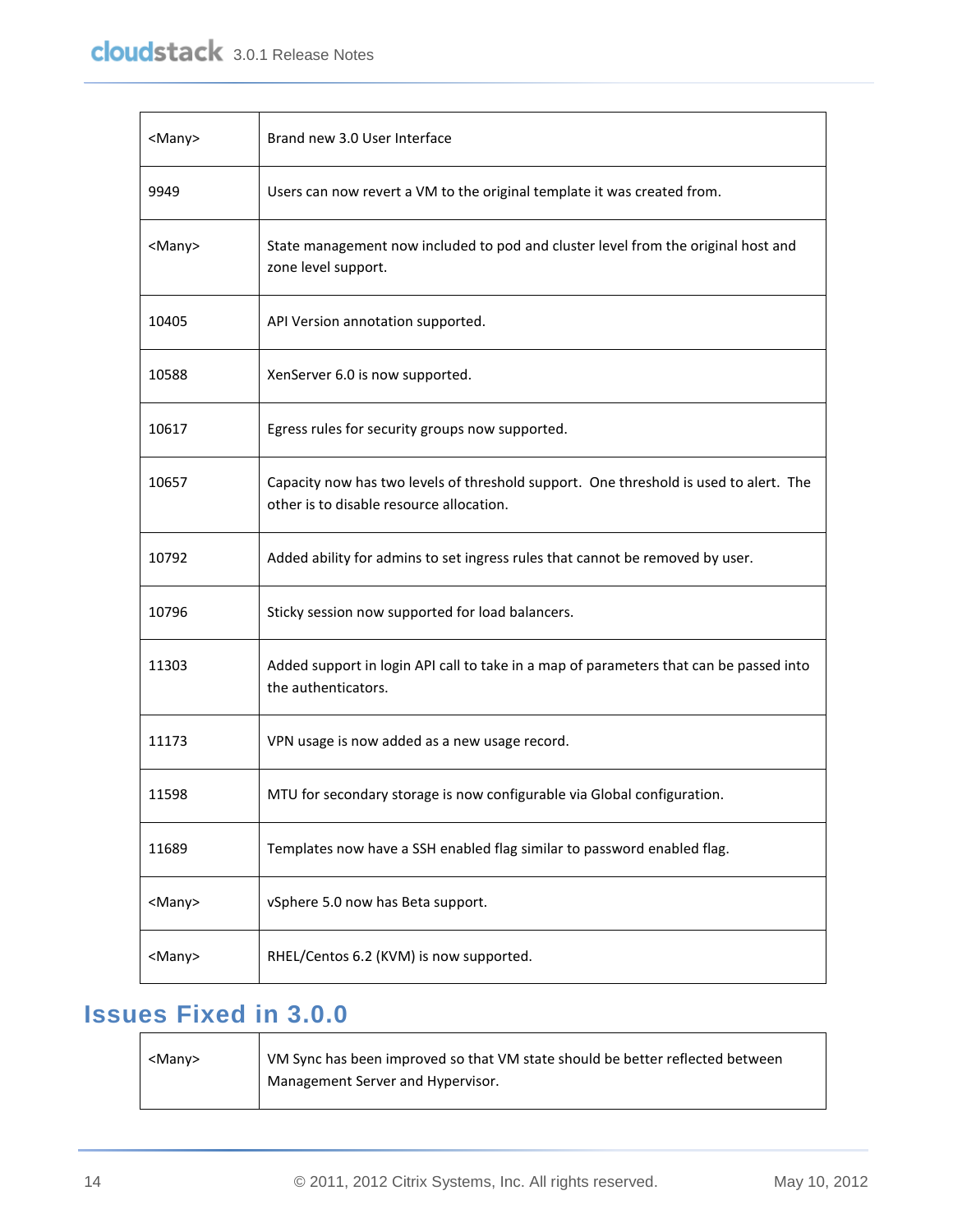| | |
|---|---|
| <Many> | Brand new 3.0 User Interface |
| 9949 | Users can now revert a VM to the original template it was created from. |
| <Many> | State management now included to pod and cluster level from the original host and zone level support. |
| 10405 | API Version annotation supported. |
| 10588 | XenServer 6.0 is now supported. |
| 10617 | Egress rules for security groups now supported. |
| 10657 | Capacity now has two levels of threshold support. One threshold is used to alert. The other is to disable resource allocation. |
| 10792 | Added ability for admins to set ingress rules that cannot be removed by user. |
| 10796 | Sticky session now supported for load balancers. |
| 11303 | Added support in login API call to take in a map of parameters that can be passed into the authenticators. |
| 11173 | VPN usage is now added as a new usage record. |
| 11598 | MTU for secondary storage is now configurable via Global configuration. |
| 11689 | Templates now have a SSH enabled flag similar to password enabled flag. |
| <Many> | vSphere 5.0 now has Beta support. |
| <Many> | RHEL/Centos 6.2 (KVM) is now supported. |

## Issues Fixed in 3.0.0

| | |
|---|---|
| <Many> | VM Sync has been improved so that VM state should be better reflected between Management Server and Hypervisor. |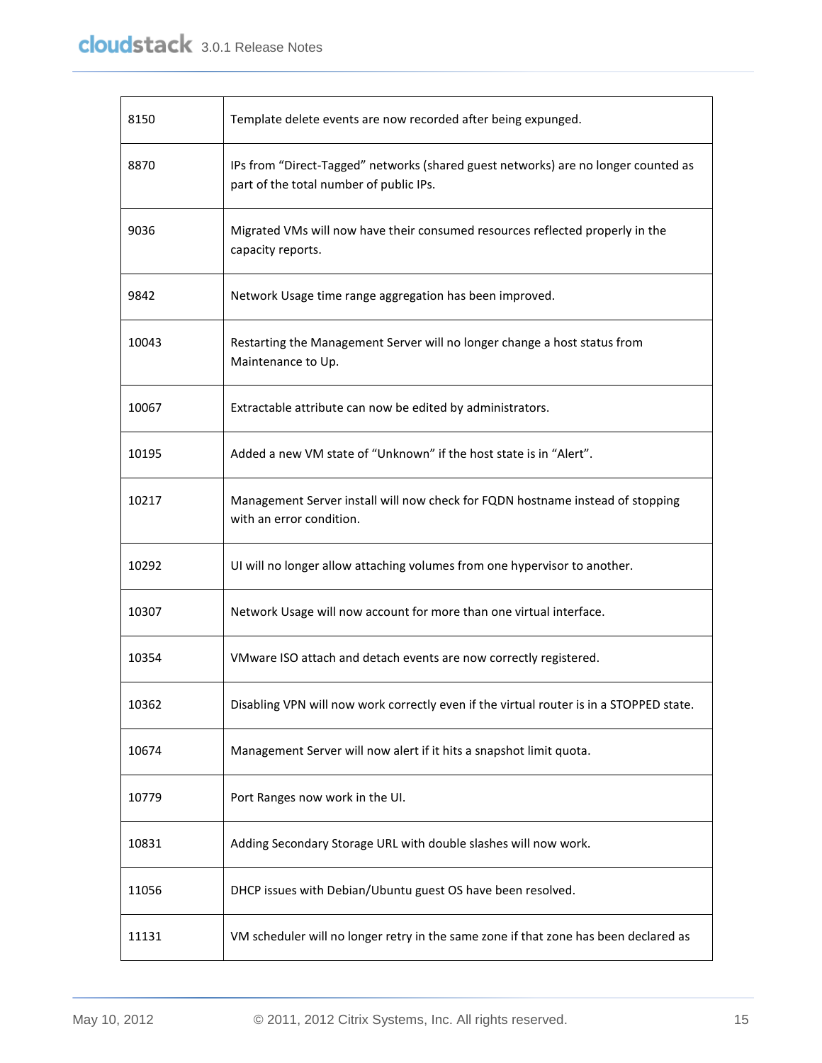| | |
|---|---|
| 8150 | Template delete events are now recorded after being expunged. |
| 8870 | IPs from “Direct-Tagged” networks (shared guest networks) are no longer counted as part of the total number of public IPs. |
| 9036 | Migrated VMs will now have their consumed resources reflected properly in the capacity reports. |
| 9842 | Network Usage time range aggregation has been improved. |
| 10043 | Restarting the Management Server will no longer change a host status from Maintenance to Up. |
| 10067 | Extractable attribute can now be edited by administrators. |
| 10195 | Added a new VM state of “Unknown” if the host state is in “Alert”. |
| 10217 | Management Server install will now check for FQDN hostname instead of stopping with an error condition. |
| 10292 | UI will no longer allow attaching volumes from one hypervisor to another. |
| 10307 | Network Usage will now account for more than one virtual interface. |
| 10354 | VMware ISO attach and detach events are now correctly registered. |
| 10362 | Disabling VPN will now work correctly even if the virtual router is in a STOPPED state. |
| 10674 | Management Server will now alert if it hits a snapshot limit quota. |
| 10779 | Port Ranges now work in the UI. |
| 10831 | Adding Secondary Storage URL with double slashes will now work. |
| 11056 | DHCP issues with Debian/Ubuntu guest OS have been resolved. |
| 11131 | VM scheduler will no longer retry in the same zone if that zone has been declared as |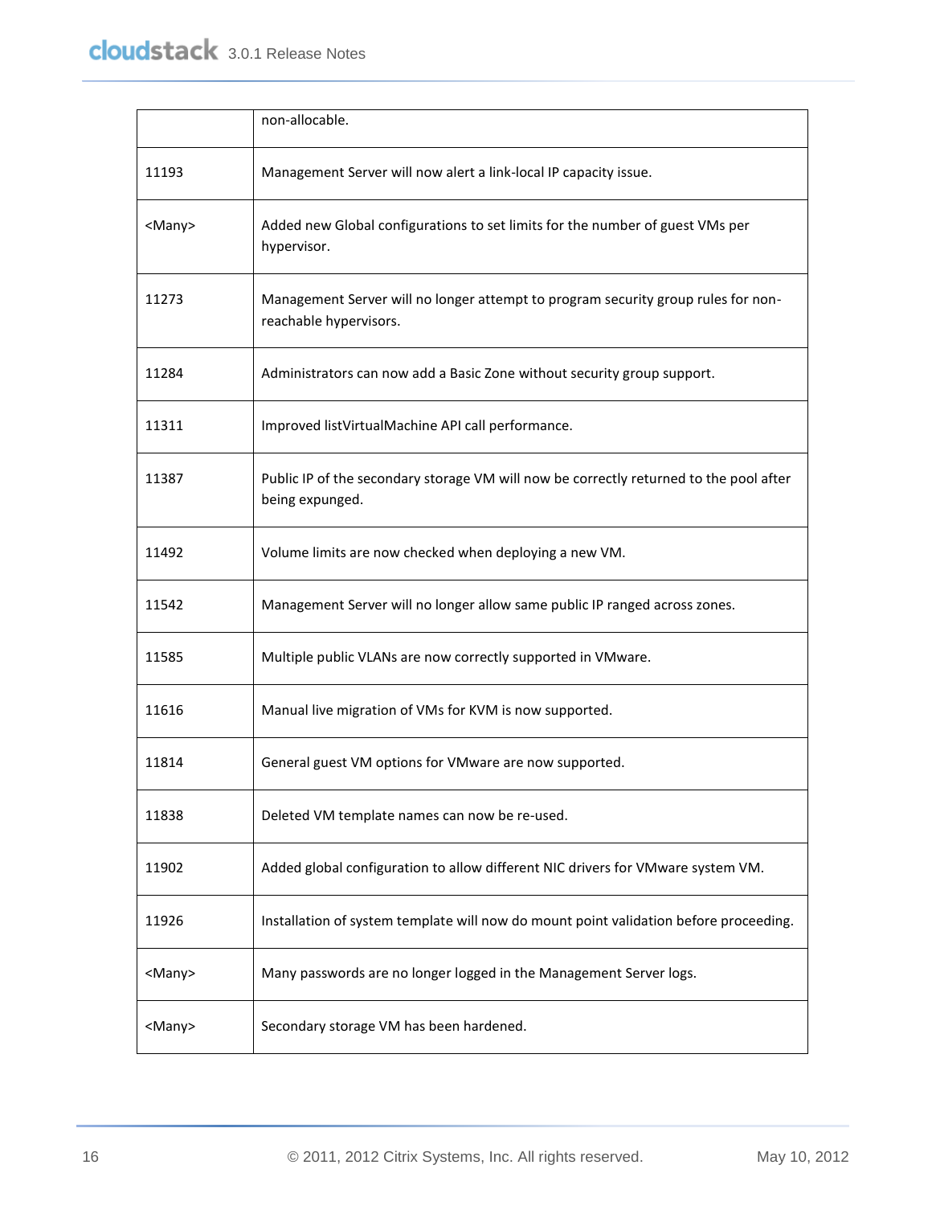| | |
|---|---|
| | non-allocable. |
| 11193 | Management Server will now alert a link-local IP capacity issue. |
| <Many> | Added new Global configurations to set limits for the number of guest VMs per hypervisor. |
| 11273 | Management Server will no longer attempt to program security group rules for non-reachable hypervisors. |
| 11284 | Administrators can now add a Basic Zone without security group support. |
| 11311 | Improved listVirtualMachine API call performance. |
| 11387 | Public IP of the secondary storage VM will now be correctly returned to the pool after being expunged. |
| 11492 | Volume limits are now checked when deploying a new VM. |
| 11542 | Management Server will no longer allow same public IP ranged across zones. |
| 11585 | Multiple public VLANs are now correctly supported in VMware. |
| 11616 | Manual live migration of VMs for KVM is now supported. |
| 11814 | General guest VM options for VMware are now supported. |
| 11838 | Deleted VM template names can now be re-used. |
| 11902 | Added global configuration to allow different NIC drivers for VMware system VM. |
| 11926 | Installation of system template will now do mount point validation before proceeding. |
| <Many> | Many passwords are no longer logged in the Management Server logs. |
| <Many> | Secondary storage VM has been hardened. |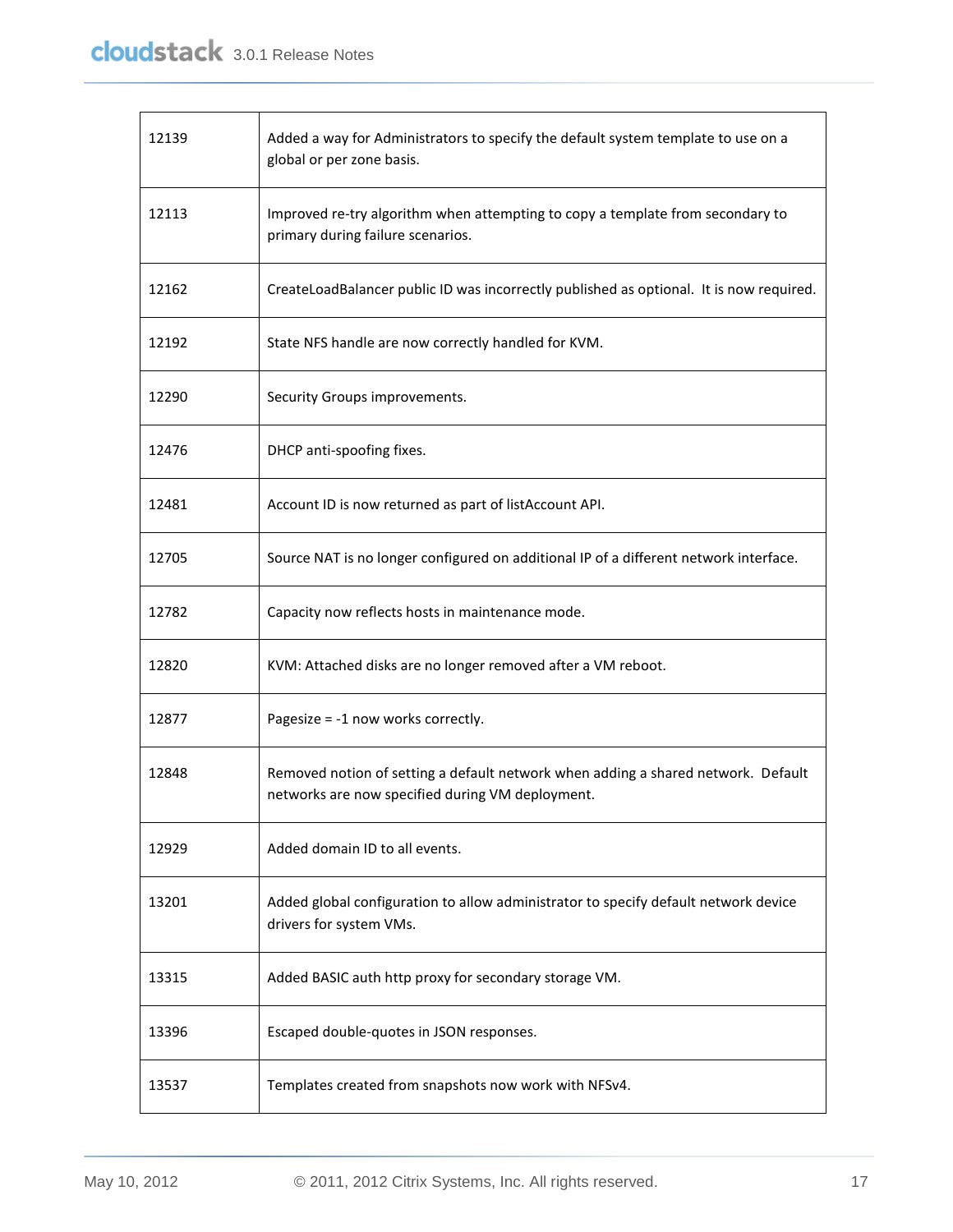| | |
|---|---|
| 12139 | Added a way for Administrators to specify the default system template to use on a global or per zone basis. |
| 12113 | Improved re-try algorithm when attempting to copy a template from secondary to primary during failure scenarios. |
| 12162 | CreateLoadBalancer public ID was incorrectly published as optional. It is now required. |
| 12192 | State NFS handle are now correctly handled for KVM. |
| 12290 | Security Groups improvements. |
| 12476 | DHCP anti-spoofing fixes. |
| 12481 | Account ID is now returned as part of listAccount API. |
| 12705 | Source NAT is no longer configured on additional IP of a different network interface. |
| 12782 | Capacity now reflects hosts in maintenance mode. |
| 12820 | KVM: Attached disks are no longer removed after a VM reboot. |
| 12877 | Pagesize = -1 now works correctly. |
| 12848 | Removed notion of setting a default network when adding a shared network. Default networks are now specified during VM deployment. |
| 12929 | Added domain ID to all events. |
| 13201 | Added global configuration to allow administrator to specify default network device drivers for system VMs. |
| 13315 | Added BASIC auth http proxy for secondary storage VM. |
| 13396 | Escaped double-quotes in JSON responses. |
| 13537 | Templates created from snapshots now work with NFSv4. |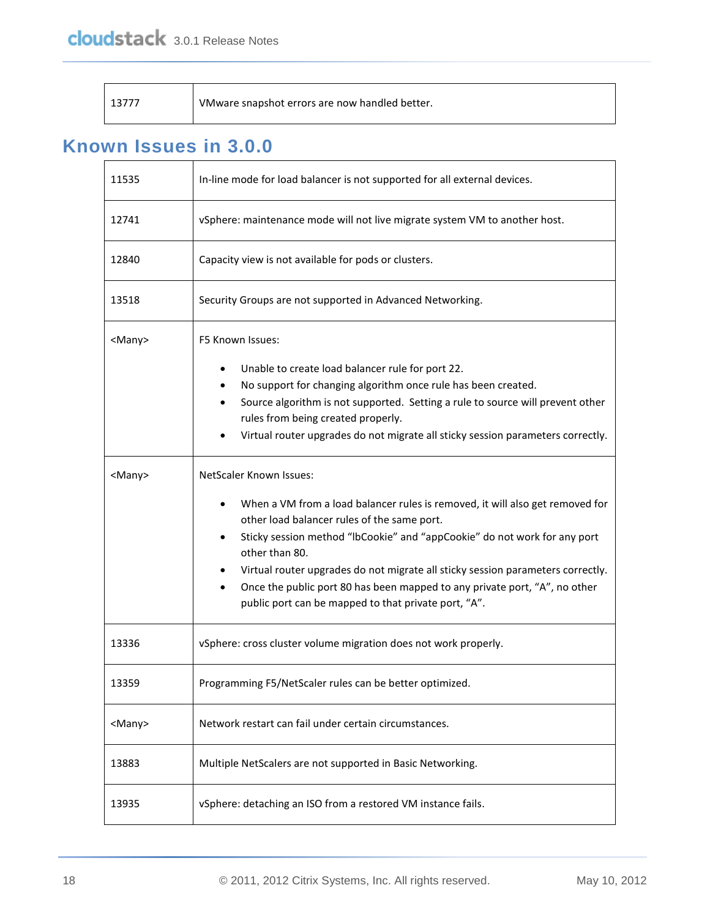| | |
|---|---|
| 13777 | VMware snapshot errors are now handled better. |

## Known Issues in 3.0.0

| | |
|---|---|
| 11535 | In-line mode for load balancer is not supported for all external devices. |
| 12741 | vSphere: maintenance mode will not live migrate system VM to another host. |
| 12840 | Capacity view is not available for pods or clusters. |
| 13518 | Security Groups are not supported in Advanced Networking. |
| <Many> | F5 Known Issues:<br>• Unable to create load balancer rule for port 22.<br>• No support for changing algorithm once rule has been created.<br>• Source algorithm is not supported. Setting a rule to source will prevent other rules from being created properly.<br>• Virtual router upgrades do not migrate all sticky session parameters correctly. |
| <Many> | NetScaler Known Issues:<br>• When a VM from a load balancer rules is removed, it will also get removed for other load balancer rules of the same port.<br>• Sticky session method "lbCookie" and "appCookie" do not work for any port other than 80.<br>• Virtual router upgrades do not migrate all sticky session parameters correctly.<br>• Once the public port 80 has been mapped to any private port, "A", no other public port can be mapped to that private port, "A". |
| 13336 | vSphere: cross cluster volume migration does not work properly. |
| 13359 | Programming F5/NetScaler rules can be better optimized. |
| <Many> | Network restart can fail under certain circumstances. |
| 13883 | Multiple NetScalers are not supported in Basic Networking. |
| 13935 | vSphere: detaching an ISO from a restored VM instance fails. |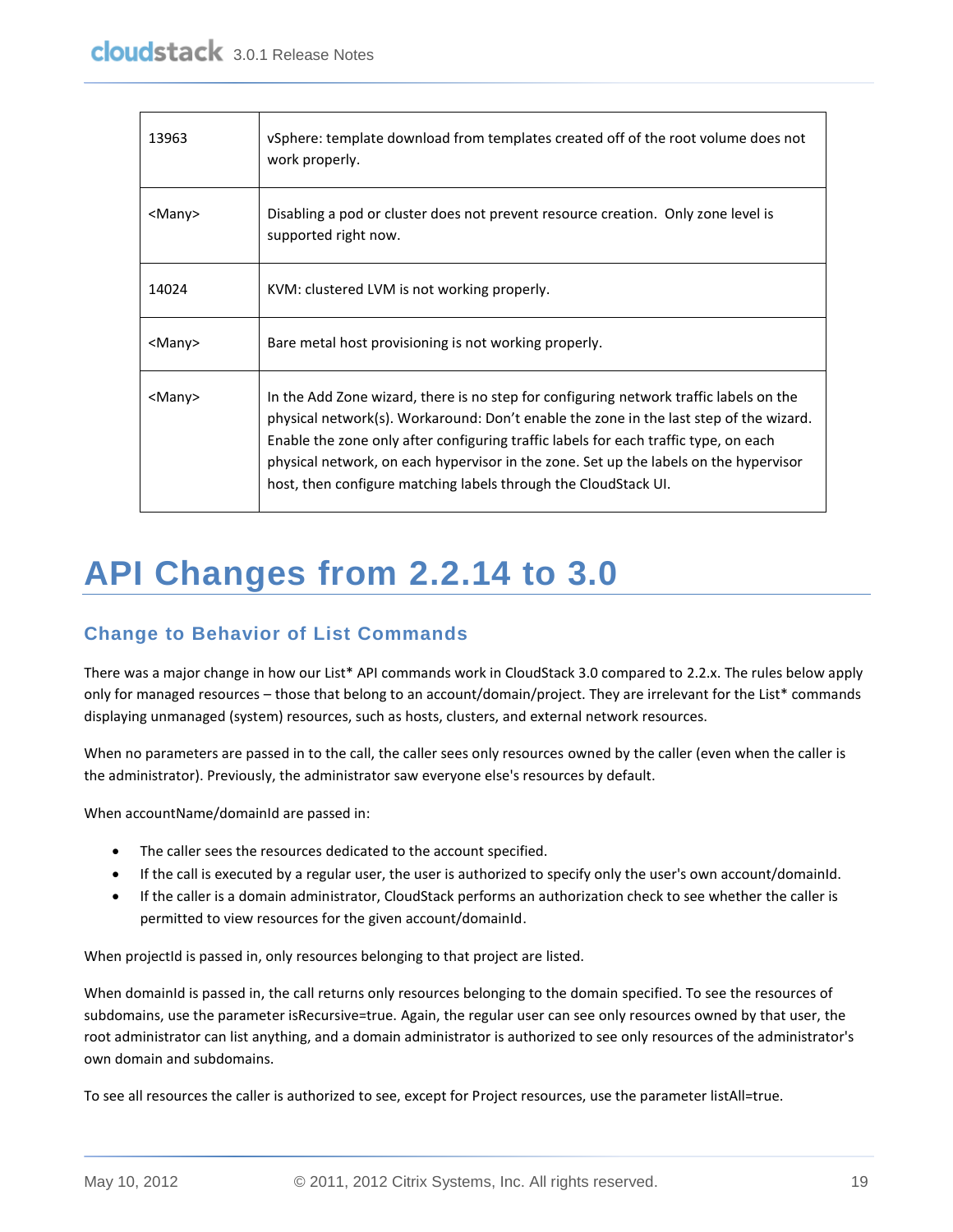| | |
|---|---|
| 13963 | vSphere: template download from templates created off of the root volume does not work properly. |
| <Many> | Disabling a pod or cluster does not prevent resource creation.  Only zone level is supported right now. |
| 14024 | KVM: clustered LVM is not working properly. |
| <Many> | Bare metal host provisioning is not working properly. |
| <Many> | In the Add Zone wizard, there is no step for configuring network traffic labels on the physical network(s). Workaround: Don’t enable the zone in the last step of the wizard. Enable the zone only after configuring traffic labels for each traffic type, on each physical network, on each hypervisor in the zone. Set up the labels on the hypervisor host, then configure matching labels through the CloudStack UI. |

# API Changes from 2.2.14 to 3.0

## Change to Behavior of List Commands

There was a major change in how our List* API commands work in CloudStack 3.0 compared to 2.2.x. The rules below apply only for managed resources – those that belong to an account/domain/project. They are irrelevant for the List* commands displaying unmanaged (system) resources, such as hosts, clusters, and external network resources.

When no parameters are passed in to the call, the caller sees only resources owned by the caller (even when the caller is the administrator). Previously, the administrator saw everyone else's resources by default.

When accountName/domainId are passed in:

- The caller sees the resources dedicated to the account specified.
- If the call is executed by a regular user, the user is authorized to specify only the user's own account/domainId.
- If the caller is a domain administrator, CloudStack performs an authorization check to see whether the caller is permitted to view resources for the given account/domainId.

When projectId is passed in, only resources belonging to that project are listed.

When domainId is passed in, the call returns only resources belonging to the domain specified. To see the resources of subdomains, use the parameter isRecursive=true. Again, the regular user can see only resources owned by that user, the root administrator can list anything, and a domain administrator is authorized to see only resources of the administrator's own domain and subdomains.

To see all resources the caller is authorized to see, except for Project resources, use the parameter listAll=true.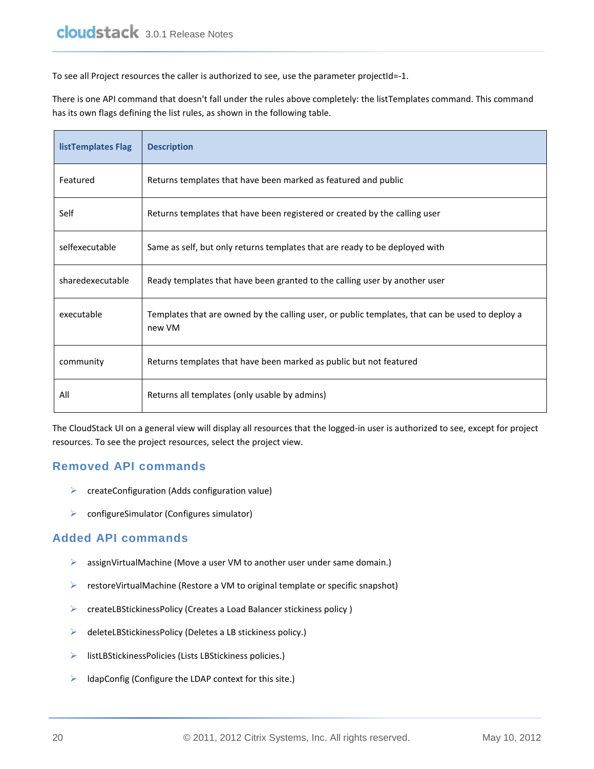To see all Project resources the caller is authorized to see, use the parameter projectId=-1.

There is one API command that doesn't fall under the rules above completely: the listTemplates command. This command has its own flags defining the list rules, as shown in the following table.

| listTemplates Flag | Description |
|---|---|
| Featured | Returns templates that have been marked as featured and public |
| Self | Returns templates that have been registered or created by the calling user |
| selfexecutable | Same as self, but only returns templates that are ready to be deployed with |
| sharedexecutable | Ready templates that have been granted to the calling user by another user |
| executable | Templates that are owned by the calling user, or public templates, that can be used to deploy a new VM |
| community | Returns templates that have been marked as public but not featured |
| All | Returns all templates (only usable by admins) |

The CloudStack UI on a general view will display all resources that the logged-in user is authorized to see, except for project resources. To see the project resources, select the project view.

## Removed API commands

- createConfiguration (Adds configuration value)
- configureSimulator (Configures simulator)

## Added API commands

- assignVirtualMachine (Move a user VM to another user under same domain.)
- restoreVirtualMachine (Restore a VM to original template or specific snapshot)
- createLBStickinessPolicy (Creates a Load Balancer stickiness policy )
- deleteLBStickinessPolicy (Deletes a LB stickiness policy.)
- listLBStickinessPolicies (Lists LBStickiness policies.)
- ldapConfig (Configure the LDAP context for this site.)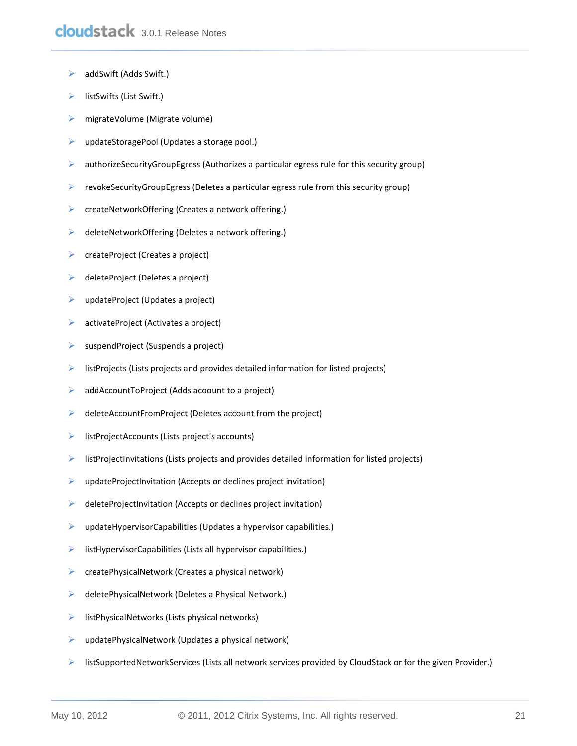- addSwift (Adds Swift.)
- listSwifts (List Swift.)
- migrateVolume (Migrate volume)
- updateStoragePool (Updates a storage pool.)
- authorizeSecurityGroupEgress (Authorizes a particular egress rule for this security group)
- revokeSecurityGroupEgress (Deletes a particular egress rule from this security group)
- createNetworkOffering (Creates a network offering.)
- deleteNetworkOffering (Deletes a network offering.)
- createProject (Creates a project)
- deleteProject (Deletes a project)
- updateProject (Updates a project)
- activateProject (Activates a project)
- suspendProject (Suspends a project)
- listProjects (Lists projects and provides detailed information for listed projects)
- addAccountToProject (Adds acoount to a project)
- deleteAccountFromProject (Deletes account from the project)
- listProjectAccounts (Lists project's accounts)
- listProjectInvitations (Lists projects and provides detailed information for listed projects)
- updateProjectInvitation (Accepts or declines project invitation)
- deleteProjectInvitation (Accepts or declines project invitation)
- updateHypervisorCapabilities (Updates a hypervisor capabilities.)
- listHypervisorCapabilities (Lists all hypervisor capabilities.)
- createPhysicalNetwork (Creates a physical network)
- deletePhysicalNetwork (Deletes a Physical Network.)
- listPhysicalNetworks (Lists physical networks)
- updatePhysicalNetwork (Updates a physical network)
- listSupportedNetworkServices (Lists all network services provided by CloudStack or for the given Provider.)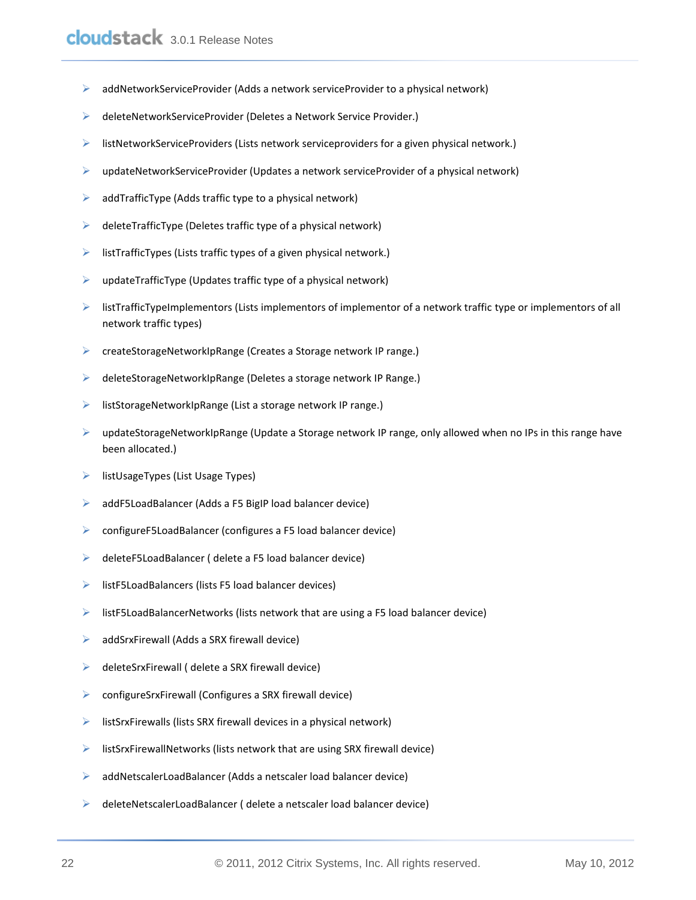- addNetworkServiceProvider (Adds a network serviceProvider to a physical network)
- deleteNetworkServiceProvider (Deletes a Network Service Provider.)
- listNetworkServiceProviders (Lists network serviceproviders for a given physical network.)
- updateNetworkServiceProvider (Updates a network serviceProvider of a physical network)
- addTrafficType (Adds traffic type to a physical network)
- deleteTrafficType (Deletes traffic type of a physical network)
- listTrafficTypes (Lists traffic types of a given physical network.)
- updateTrafficType (Updates traffic type of a physical network)
- listTrafficTypeImplementors (Lists implementors of implementor of a network traffic type or implementors of all network traffic types)
- createStorageNetworkIpRange (Creates a Storage network IP range.)
- deleteStorageNetworkIpRange (Deletes a storage network IP Range.)
- listStorageNetworkIpRange (List a storage network IP range.)
- updateStorageNetworkIpRange (Update a Storage network IP range, only allowed when no IPs in this range have been allocated.)
- listUsageTypes (List Usage Types)
- addF5LoadBalancer (Adds a F5 BigIP load balancer device)
- configureF5LoadBalancer (configures a F5 load balancer device)
- deleteF5LoadBalancer ( delete a F5 load balancer device)
- listF5LoadBalancers (lists F5 load balancer devices)
- listF5LoadBalancerNetworks (lists network that are using a F5 load balancer device)
- addSrxFirewall (Adds a SRX firewall device)
- deleteSrxFirewall ( delete a SRX firewall device)
- configureSrxFirewall (Configures a SRX firewall device)
- listSrxFirewalls (lists SRX firewall devices in a physical network)
- listSrxFirewallNetworks (lists network that are using SRX firewall device)
- addNetscalerLoadBalancer (Adds a netscaler load balancer device)
- deleteNetscalerLoadBalancer ( delete a netscaler load balancer device)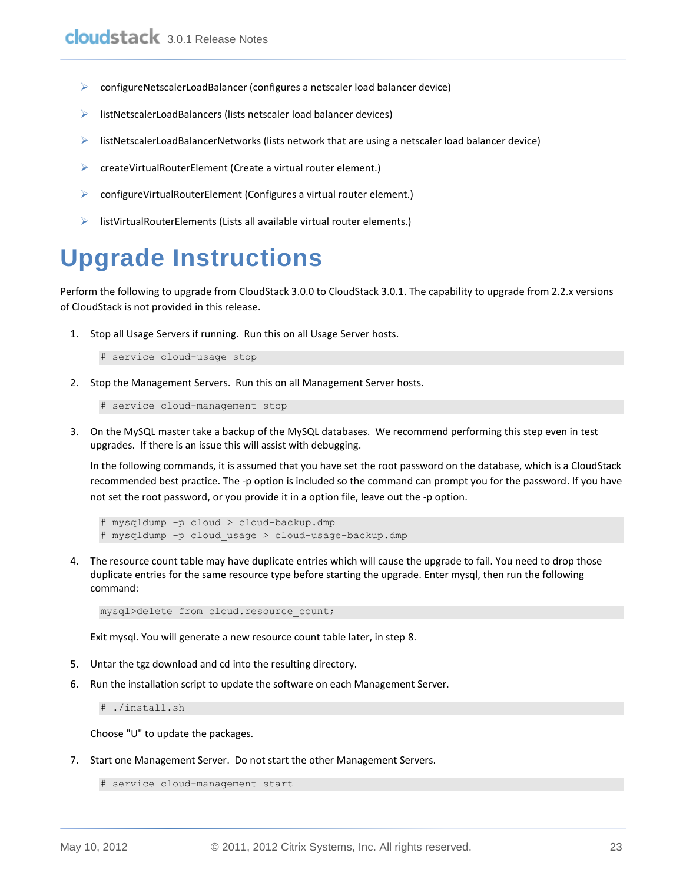- configureNetscalerLoadBalancer (configures a netscaler load balancer device)
- listNetscalerLoadBalancers (lists netscaler load balancer devices)
- listNetscalerLoadBalancerNetworks (lists network that are using a netscaler load balancer device)
- createVirtualRouterElement (Create a virtual router element.)
- configureVirtualRouterElement (Configures a virtual router element.)
- listVirtualRouterElements (Lists all available virtual router elements.)

# Upgrade Instructions

Perform the following to upgrade from CloudStack 3.0.0 to CloudStack 3.0.1. The capability to upgrade from 2.2.x versions of CloudStack is not provided in this release.

1. Stop all Usage Servers if running. Run this on all Usage Server hosts.

   ```
   # service cloud-usage stop
   ```

2. Stop the Management Servers. Run this on all Management Server hosts.

   ```
   # service cloud-management stop
   ```

3. On the MySQL master take a backup of the MySQL databases. We recommend performing this step even in test upgrades. If there is an issue this will assist with debugging.

   In the following commands, it is assumed that you have set the root password on the database, which is a CloudStack recommended best practice. The -p option is included so the command can prompt you for the password. If you have not set the root password, or you provide it in a option file, leave out the -p option.

   ```
   # mysqldump -p cloud > cloud-backup.dmp
   # mysqldump -p cloud_usage > cloud-usage-backup.dmp
   ```

4. The resource count table may have duplicate entries which will cause the upgrade to fail. You need to drop those duplicate entries for the same resource type before starting the upgrade. Enter mysql, then run the following command:

   ```
   mysql>delete from cloud.resource_count;
   ```

   Exit mysql. You will generate a new resource count table later, in step 8.

5. Untar the tgz download and cd into the resulting directory.
6. Run the installation script to update the software on each Management Server.

   ```
   # ./install.sh
   ```

   Choose "U" to update the packages.

7. Start one Management Server. Do not start the other Management Servers.

   ```
   # service cloud-management start
   ```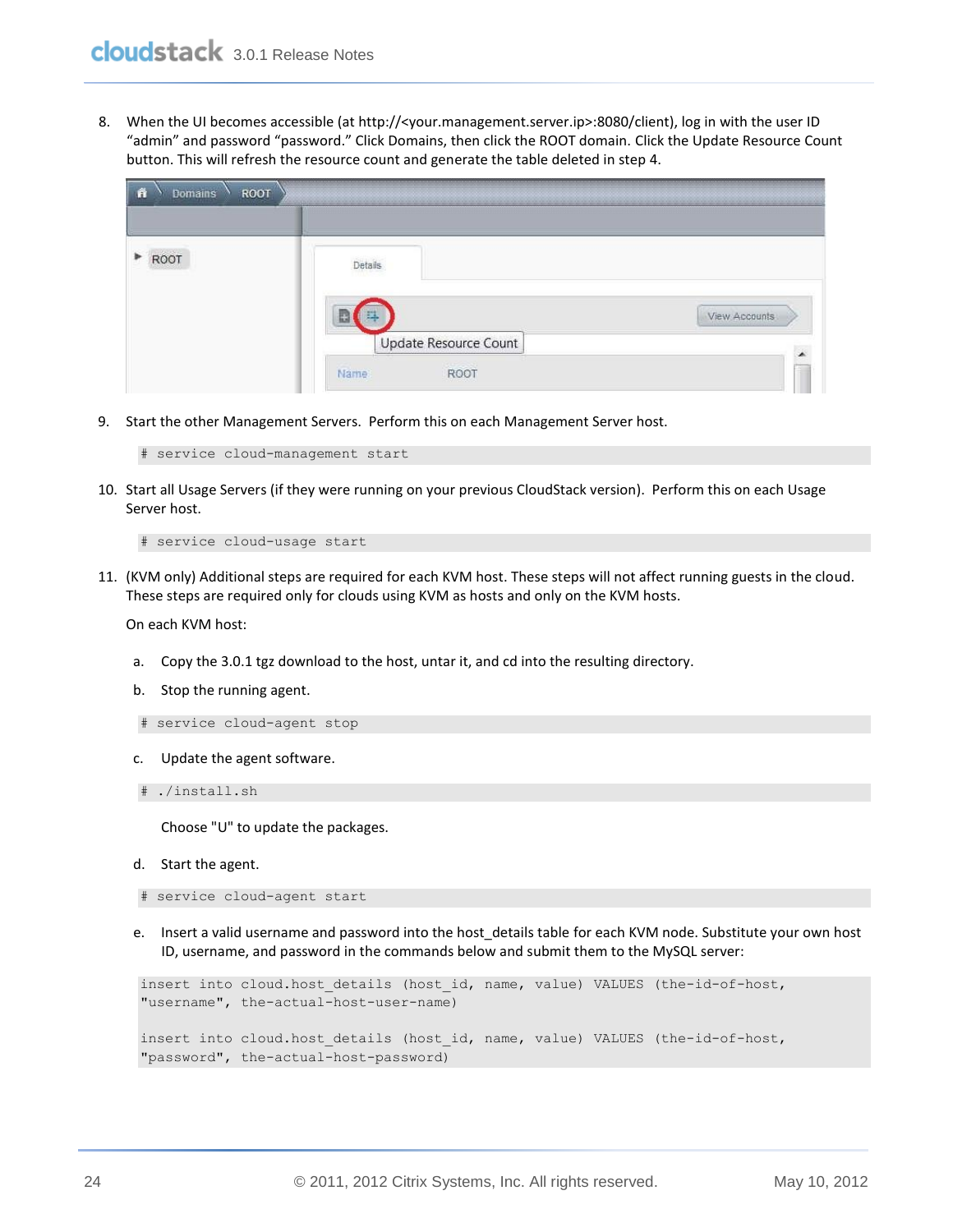8. When the UI becomes accessible (at http://<your.management.server.ip>:8080/client), log in with the user ID "admin" and password "password." Click Domains, then click the ROOT domain. Click the Update Resource Count button. This will refresh the resource count and generate the table deleted in step 4.

9. Start the other Management Servers. Perform this on each Management Server host.

```
# service cloud-management start
```

10. Start all Usage Servers (if they were running on your previous CloudStack version). Perform this on each Usage Server host.

```
# service cloud-usage start
```

11. (KVM only) Additional steps are required for each KVM host. These steps will not affect running guests in the cloud. These steps are required only for clouds using KVM as hosts and only on the KVM hosts.

    On each KVM host:

    a. Copy the 3.0.1 tgz download to the host, untar it, and cd into the resulting directory.

    b. Stop the running agent.

    ```
    # service cloud-agent stop
    ```

    c. Update the agent software.

    ```
    # ./install.sh
    ```

    Choose "U" to update the packages.

    d. Start the agent.

    ```
    # service cloud-agent start
    ```

    e. Insert a valid username and password into the host_details table for each KVM node. Substitute your own host ID, username, and password in the commands below and submit them to the MySQL server:

    ```
    insert into cloud.host_details (host_id, name, value) VALUES (the-id-of-host,
    "username", the-actual-host-user-name)

    insert into cloud.host_details (host_id, name, value) VALUES (the-id-of-host,
    "password", the-actual-host-password)
    ```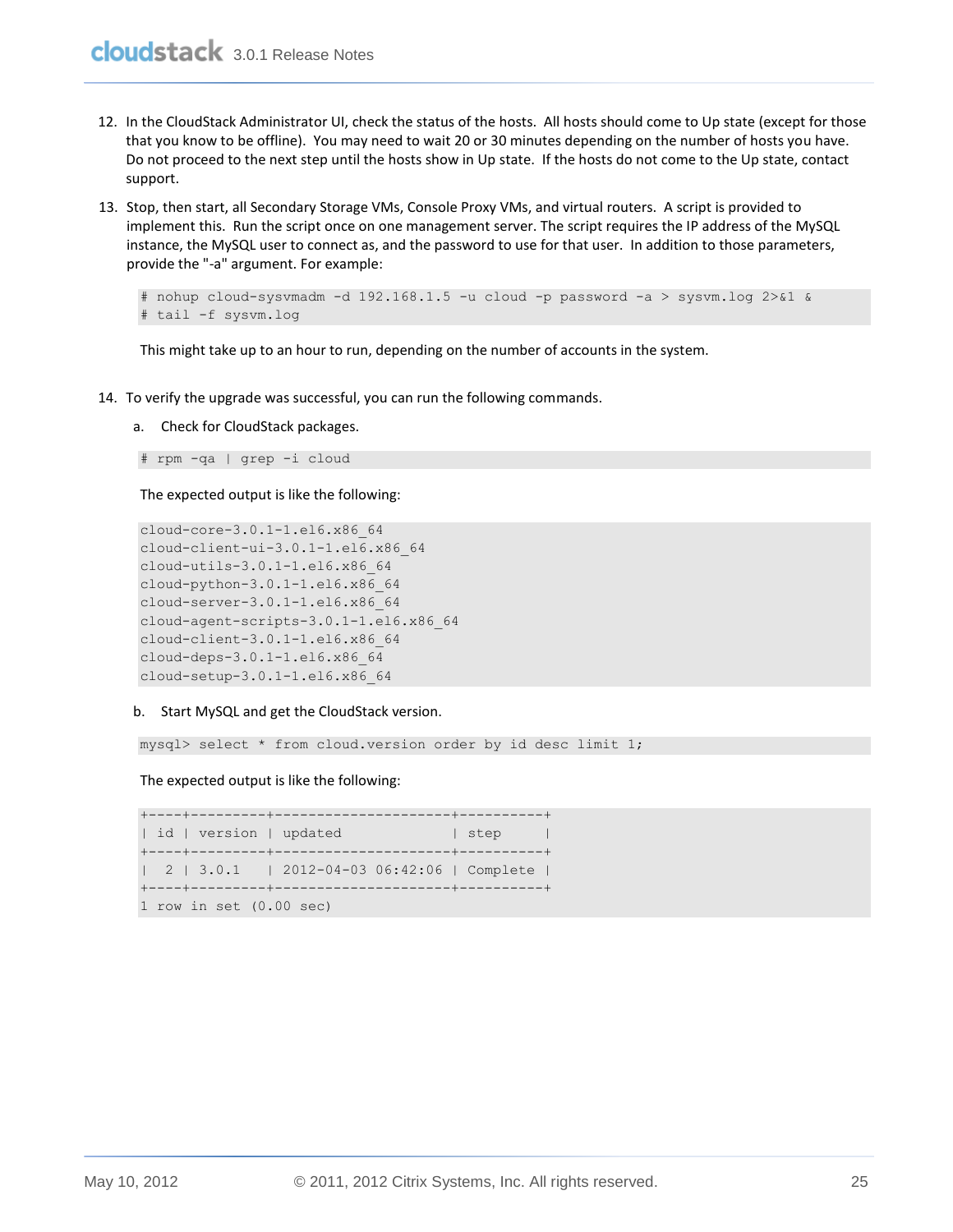12. In the CloudStack Administrator UI, check the status of the hosts. All hosts should come to Up state (except for those that you know to be offline). You may need to wait 20 or 30 minutes depending on the number of hosts you have. Do not proceed to the next step until the hosts show in Up state. If the hosts do not come to the Up state, contact support.

13. Stop, then start, all Secondary Storage VMs, Console Proxy VMs, and virtual routers. A script is provided to implement this. Run the script once on one management server. The script requires the IP address of the MySQL instance, the MySQL user to connect as, and the password to use for that user. In addition to those parameters, provide the "-a" argument. For example:

    ```
    # nohup cloud-sysvmadm -d 192.168.1.5 -u cloud -p password -a > sysvm.log 2>&1 &
    # tail -f sysvm.log
    ```

    This might take up to an hour to run, depending on the number of accounts in the system.

14. To verify the upgrade was successful, you can run the following commands.

    a. Check for CloudStack packages.

    ```
    # rpm -qa | grep -i cloud
    ```

    The expected output is like the following:

    ```
    cloud-core-3.0.1-1.el6.x86_64
    cloud-client-ui-3.0.1-1.el6.x86_64
    cloud-utils-3.0.1-1.el6.x86_64
    cloud-python-3.0.1-1.el6.x86_64
    cloud-server-3.0.1-1.el6.x86_64
    cloud-agent-scripts-3.0.1-1.el6.x86_64
    cloud-client-3.0.1-1.el6.x86_64
    cloud-deps-3.0.1-1.el6.x86_64
    cloud-setup-3.0.1-1.el6.x86_64
    ```

    b. Start MySQL and get the CloudStack version.

    ```
    mysql> select * from cloud.version order by id desc limit 1;
    ```

    The expected output is like the following:

    ```
    +----+---------+---------------------+----------+
    | id | version | updated             | step     |
    +----+---------+---------------------+----------+
    |  2 | 3.0.1   | 2012-04-03 06:42:06 | Complete |
    +----+---------+---------------------+----------+
    1 row in set (0.00 sec)
    ```